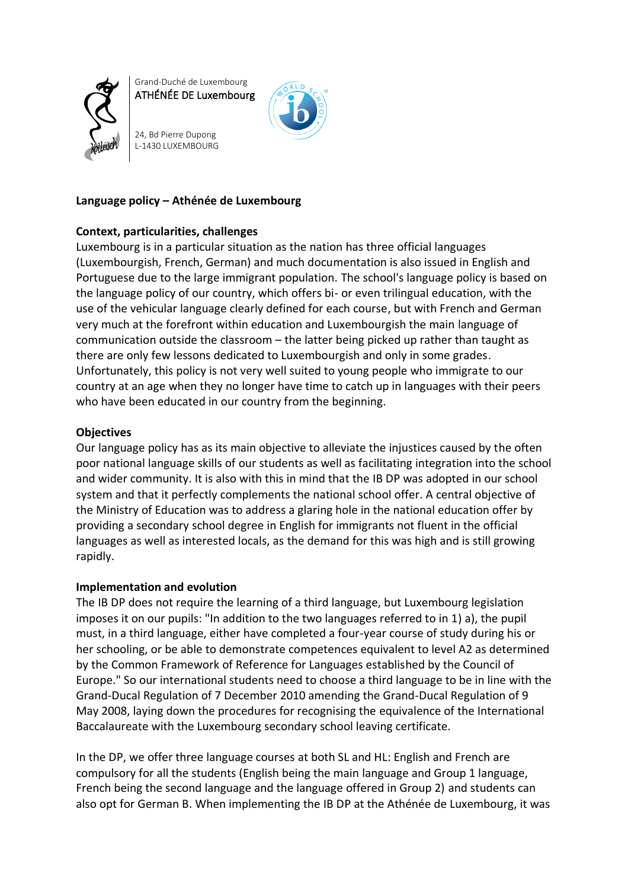Grand-Duché de Luxembourg
ATHÉNÉE DE Luxembourg

24, Bd Pierre Dupong
L-1430 LUXEMBOURG

**Language policy – Athénée de Luxembourg**

**Context, particularities, challenges**

Luxembourg is in a particular situation as the nation has three official languages (Luxembourgish, French, German) and much documentation is also issued in English and Portuguese due to the large immigrant population. The school's language policy is based on the language policy of our country, which offers bi- or even trilingual education, with the use of the vehicular language clearly defined for each course, but with French and German very much at the forefront within education and Luxembourgish the main language of communication outside the classroom – the latter being picked up rather than taught as there are only few lessons dedicated to Luxembourgish and only in some grades. Unfortunately, this policy is not very well suited to young people who immigrate to our country at an age when they no longer have time to catch up in languages with their peers who have been educated in our country from the beginning.

**Objectives**

Our language policy has as its main objective to alleviate the injustices caused by the often poor national language skills of our students as well as facilitating integration into the school and wider community. It is also with this in mind that the IB DP was adopted in our school system and that it perfectly complements the national school offer. A central objective of the Ministry of Education was to address a glaring hole in the national education offer by providing a secondary school degree in English for immigrants not fluent in the official languages as well as interested locals, as the demand for this was high and is still growing rapidly.

**Implementation and evolution**

The IB DP does not require the learning of a third language, but Luxembourg legislation imposes it on our pupils: "In addition to the two languages referred to in 1) a), the pupil must, in a third language, either have completed a four-year course of study during his or her schooling, or be able to demonstrate competences equivalent to level A2 as determined by the Common Framework of Reference for Languages established by the Council of Europe." So our international students need to choose a third language to be in line with the Grand-Ducal Regulation of 7 December 2010 amending the Grand-Ducal Regulation of 9 May 2008, laying down the procedures for recognising the equivalence of the International Baccalaureate with the Luxembourg secondary school leaving certificate.

In the DP, we offer three language courses at both SL and HL: English and French are compulsory for all the students (English being the main language and Group 1 language, French being the second language and the language offered in Group 2) and students can also opt for German B. When implementing the IB DP at the Athénée de Luxembourg, it was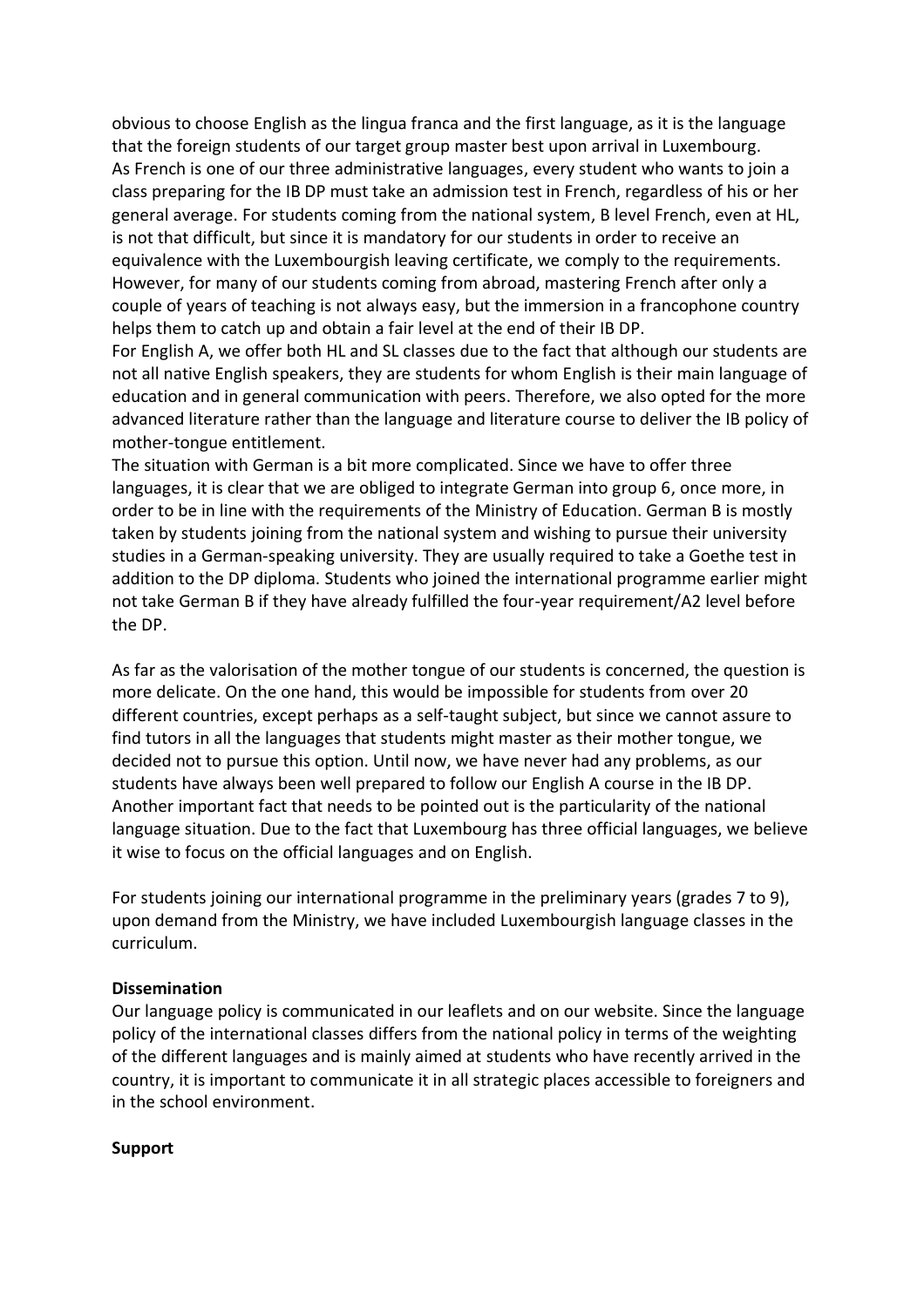obvious to choose English as the lingua franca and the first language, as it is the language that the foreign students of our target group master best upon arrival in Luxembourg.
As French is one of our three administrative languages, every student who wants to join a class preparing for the IB DP must take an admission test in French, regardless of his or her general average. For students coming from the national system, B level French, even at HL, is not that difficult, but since it is mandatory for our students in order to receive an equivalence with the Luxembourgish leaving certificate, we comply to the requirements. However, for many of our students coming from abroad, mastering French after only a couple of years of teaching is not always easy, but the immersion in a francophone country helps them to catch up and obtain a fair level at the end of their IB DP.
For English A, we offer both HL and SL classes due to the fact that although our students are not all native English speakers, they are students for whom English is their main language of education and in general communication with peers. Therefore, we also opted for the more advanced literature rather than the language and literature course to deliver the IB policy of mother-tongue entitlement.
The situation with German is a bit more complicated. Since we have to offer three languages, it is clear that we are obliged to integrate German into group 6, once more, in order to be in line with the requirements of the Ministry of Education. German B is mostly taken by students joining from the national system and wishing to pursue their university studies in a German-speaking university. They are usually required to take a Goethe test in addition to the DP diploma. Students who joined the international programme earlier might not take German B if they have already fulfilled the four-year requirement/A2 level before the DP.

As far as the valorisation of the mother tongue of our students is concerned, the question is more delicate. On the one hand, this would be impossible for students from over 20 different countries, except perhaps as a self-taught subject, but since we cannot assure to find tutors in all the languages that students might master as their mother tongue, we decided not to pursue this option. Until now, we have never had any problems, as our students have always been well prepared to follow our English A course in the IB DP.
Another important fact that needs to be pointed out is the particularity of the national language situation. Due to the fact that Luxembourg has three official languages, we believe it wise to focus on the official languages and on English.

For students joining our international programme in the preliminary years (grades 7 to 9), upon demand from the Ministry, we have included Luxembourgish language classes in the curriculum.

**Dissemination**

Our language policy is communicated in our leaflets and on our website. Since the language policy of the international classes differs from the national policy in terms of the weighting of the different languages and is mainly aimed at students who have recently arrived in the country, it is important to communicate it in all strategic places accessible to foreigners and in the school environment.

**Support**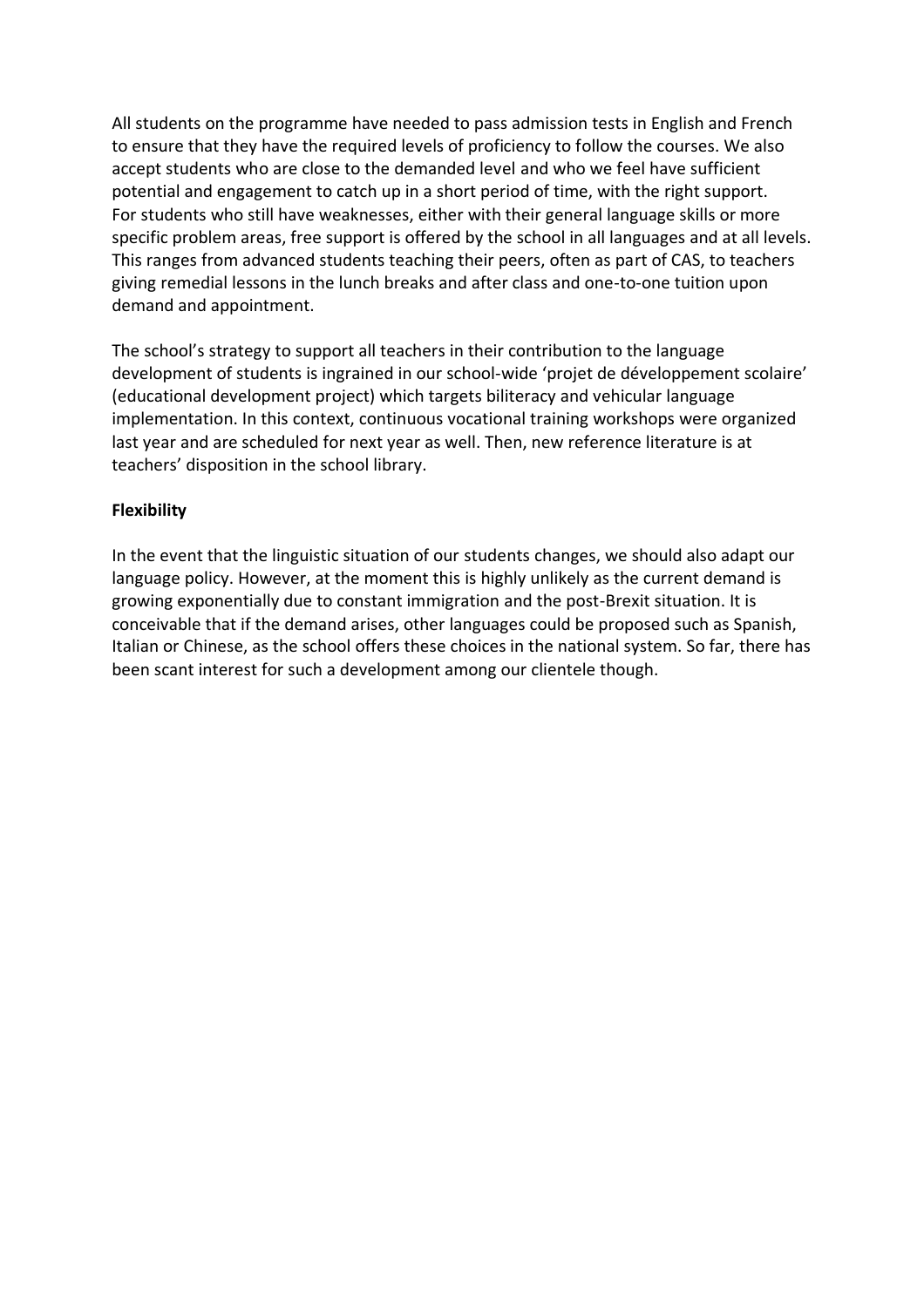All students on the programme have needed to pass admission tests in English and French to ensure that they have the required levels of proficiency to follow the courses. We also accept students who are close to the demanded level and who we feel have sufficient potential and engagement to catch up in a short period of time, with the right support. For students who still have weaknesses, either with their general language skills or more specific problem areas, free support is offered by the school in all languages and at all levels. This ranges from advanced students teaching their peers, often as part of CAS, to teachers giving remedial lessons in the lunch breaks and after class and one-to-one tuition upon demand and appointment.

The school's strategy to support all teachers in their contribution to the language development of students is ingrained in our school-wide 'projet de développement scolaire' (educational development project) which targets biliteracy and vehicular language implementation. In this context, continuous vocational training workshops were organized last year and are scheduled for next year as well. Then, new reference literature is at teachers' disposition in the school library.

**Flexibility**

In the event that the linguistic situation of our students changes, we should also adapt our language policy. However, at the moment this is highly unlikely as the current demand is growing exponentially due to constant immigration and the post-Brexit situation. It is conceivable that if the demand arises, other languages could be proposed such as Spanish, Italian or Chinese, as the school offers these choices in the national system. So far, there has been scant interest for such a development among our clientele though.